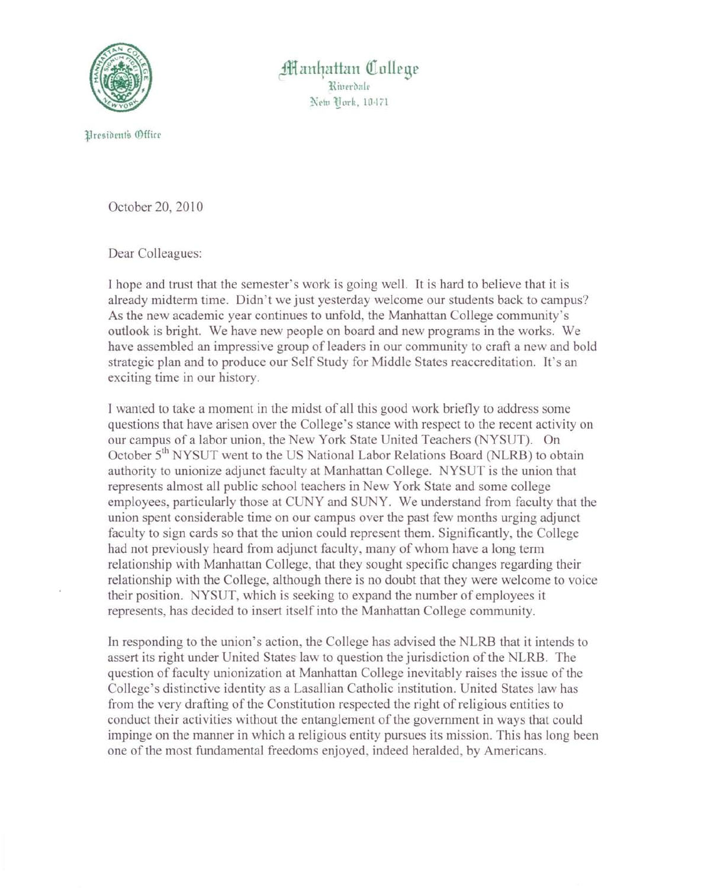Manhattan College
Riverdale
New York, 10471

President's Office

October 20, 2010

Dear Colleagues:

I hope and trust that the semester's work is going well. It is hard to believe that it is already midterm time. Didn't we just yesterday welcome our students back to campus? As the new academic year continues to unfold, the Manhattan College community's outlook is bright. We have new people on board and new programs in the works. We have assembled an impressive group of leaders in our community to craft a new and bold strategic plan and to produce our Self Study for Middle States reaccreditation. It's an exciting time in our history.

I wanted to take a moment in the midst of all this good work briefly to address some questions that have arisen over the College's stance with respect to the recent activity on our campus of a labor union, the New York State United Teachers (NYSUT). On October 5th NYSUT went to the US National Labor Relations Board (NLRB) to obtain authority to unionize adjunct faculty at Manhattan College. NYSUT is the union that represents almost all public school teachers in New York State and some college employees, particularly those at CUNY and SUNY. We understand from faculty that the union spent considerable time on our campus over the past few months urging adjunct faculty to sign cards so that the union could represent them. Significantly, the College had not previously heard from adjunct faculty, many of whom have a long term relationship with Manhattan College, that they sought specific changes regarding their relationship with the College, although there is no doubt that they were welcome to voice their position. NYSUT, which is seeking to expand the number of employees it represents, has decided to insert itself into the Manhattan College community.

In responding to the union's action, the College has advised the NLRB that it intends to assert its right under United States law to question the jurisdiction of the NLRB. The question of faculty unionization at Manhattan College inevitably raises the issue of the College's distinctive identity as a Lasallian Catholic institution. United States law has from the very drafting of the Constitution respected the right of religious entities to conduct their activities without the entanglement of the government in ways that could impinge on the manner in which a religious entity pursues its mission. This has long been one of the most fundamental freedoms enjoyed, indeed heralded, by Americans.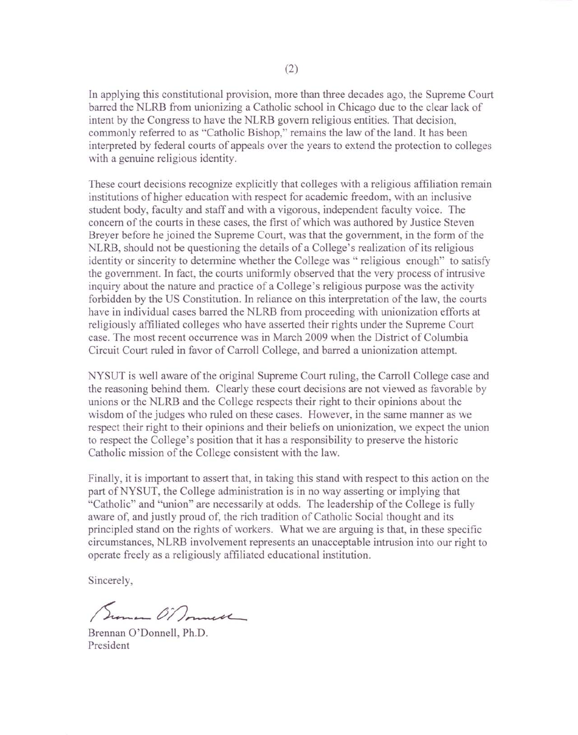In applying this constitutional provision, more than three decades ago, the Supreme Court barred the NLRB from unionizing a Catholic school in Chicago due to the clear lack of intent by the Congress to have the NLRB govern religious entities. That decision, commonly referred to as "Catholic Bishop," remains the law of the land. It has been interpreted by federal courts of appeals over the years to extend the protection to colleges with a genuine religious identity.

These court decisions recognize explicitly that colleges with a religious affiliation remain institutions of higher education with respect for academic freedom, with an inclusive student body, faculty and staff and with a vigorous, independent faculty voice. The concern of the courts in these cases, the first of which was authored by Justice Steven Breyer before he joined the Supreme Court, was that the government, in the form of the NLRB, should not be questioning the details of a College's realization of its religious identity or sincerity to determine whether the College was " religious enough" to satisfy the government. In fact, the courts uniformly observed that the very process of intrusive inquiry about the nature and practice of a College's religious purpose was the activity forbidden by the US Constitution. In reliance on this interpretation of the law, the courts have in individual cases barred the NLRB from proceeding with unionization efforts at religiously affiliated colleges who have asserted their rights under the Supreme Court case. The most recent occurrence was in March 2009 when the District of Columbia Circuit Court ruled in favor of Carroll College, and barred a unionization attempt.

NYSUT is well aware of the original Supreme Court ruling, the Carroll College case and the reasoning behind them. Clearly these court decisions are not viewed as favorable by unions or the NLRB and the College respects their right to their opinions about the wisdom of the judges who ruled on these cases. However, in the same manner as we respect their right to their opinions and their beliefs on unionization, we expect the union to respect the College's position that it has a responsibility to preserve the historic Catholic mission of the College consistent with the law.

Finally, it is important to assert that, in taking this stand with respect to this action on the part of NYSUT, the College administration is in no way asserting or implying that "Catholic" and "union" are necessarily at odds. The leadership of the College is fully aware of, and justly proud of, the rich tradition of Catholic Social thought and its principled stand on the rights of workers. What we are arguing is that, in these specific circumstances, NLRB involvement represents an unacceptable intrusion into our right to operate freely as a religiously affiliated educational institution.

Sincerely,

Brennan O'Donnell, Ph.D.
President